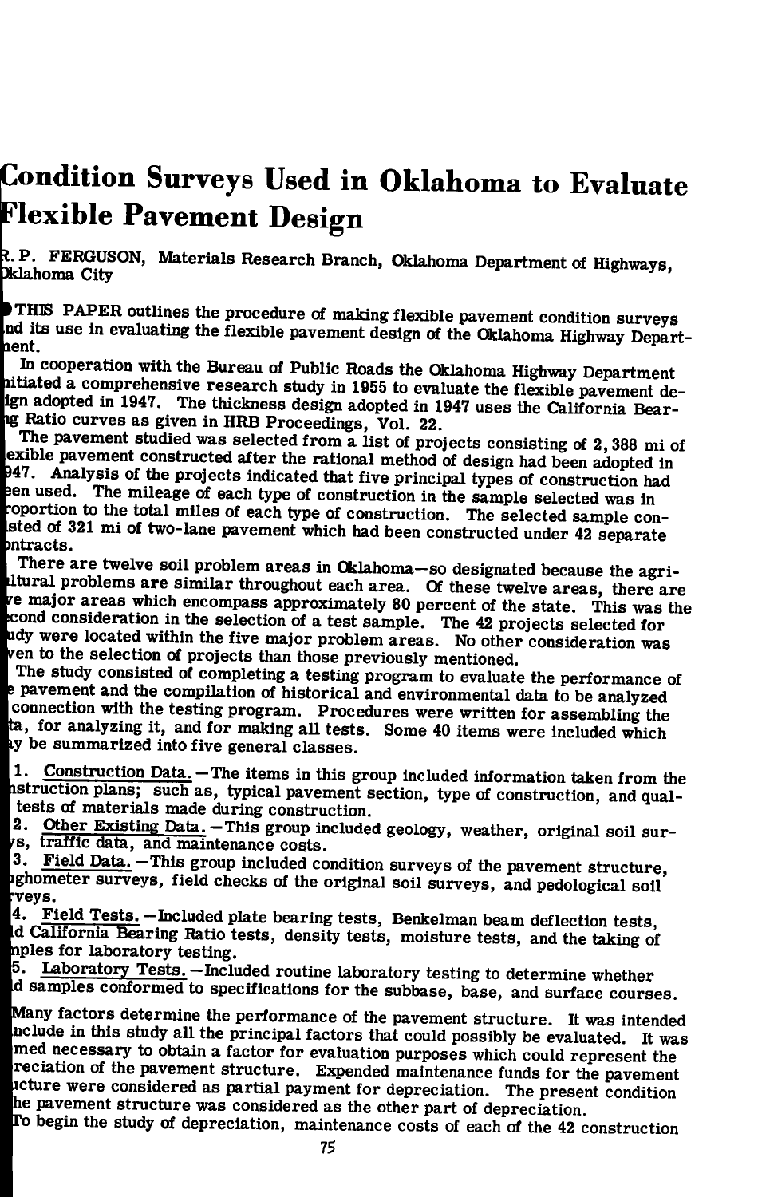# Condition Surveys Used in Oklahoma to Evaluate Flexible Pavement Design

R. P. FERGUSON, Materials Research Branch, Oklahoma Department of Highways, Oklahoma City

THIS PAPER outlines the procedure of making flexible pavement condition surveys and its use in evaluating the flexible pavement design of the Oklahoma Highway Department.

In cooperation with the Bureau of Public Roads the Oklahoma Highway Department initiated a comprehensive research study in 1955 to evaluate the flexible pavement design adopted in 1947. The thickness design adopted in 1947 uses the California Bearing Ratio curves as given in HRB Proceedings, Vol. 22.

The pavement studied was selected from a list of projects consisting of 2,388 mi of flexible pavement constructed after the rational method of design had been adopted in 1947. Analysis of the projects indicated that five principal types of construction had been used. The mileage of each type of construction in the sample selected was in proportion to the total miles of each type of construction. The selected sample consisted of 321 mi of two-lane pavement which had been constructed under 42 separate contracts.

There are twelve soil problem areas in Oklahoma—so designated because the agricultural problems are similar throughout each area. Of these twelve areas, there are five major areas which encompass approximately 80 percent of the state. This was the second consideration in the selection of a test sample. The 42 projects selected for study were located within the five major problem areas. No other consideration was given to the selection of projects than those previously mentioned.

The study consisted of completing a testing program to evaluate the performance of the pavement and the compilation of historical and environmental data to be analyzed in connection with the testing program. Procedures were written for assembling the data, for analyzing it, and for making all tests. Some 40 items were included which may be summarized into five general classes.

1. Construction Data.—The items in this group included information taken from the construction plans; such as, typical pavement section, type of construction, and quality tests of materials made during construction.
2. Other Existing Data.—This group included geology, weather, original soil surveys, traffic data, and maintenance costs.
3. Field Data.—This group included condition surveys of the pavement structure, roughometer surveys, field checks of the original soil surveys, and pedological soil surveys.
4. Field Tests.—Included plate bearing tests, Benkelman beam deflection tests, field California Bearing Ratio tests, density tests, moisture tests, and the taking of samples for laboratory testing.
5. Laboratory Tests.—Included routine laboratory testing to determine whether field samples conformed to specifications for the subbase, base, and surface courses.

Many factors determine the performance of the pavement structure. It was intended to include in this study all the principal factors that could possibly be evaluated. It was deemed necessary to obtain a factor for evaluation purposes which could represent the depreciation of the pavement structure. Expended maintenance funds for the pavement structure were considered as partial payment for depreciation. The present condition of the pavement structure was considered as the other part of depreciation.

To begin the study of depreciation, maintenance costs of each of the 42 construction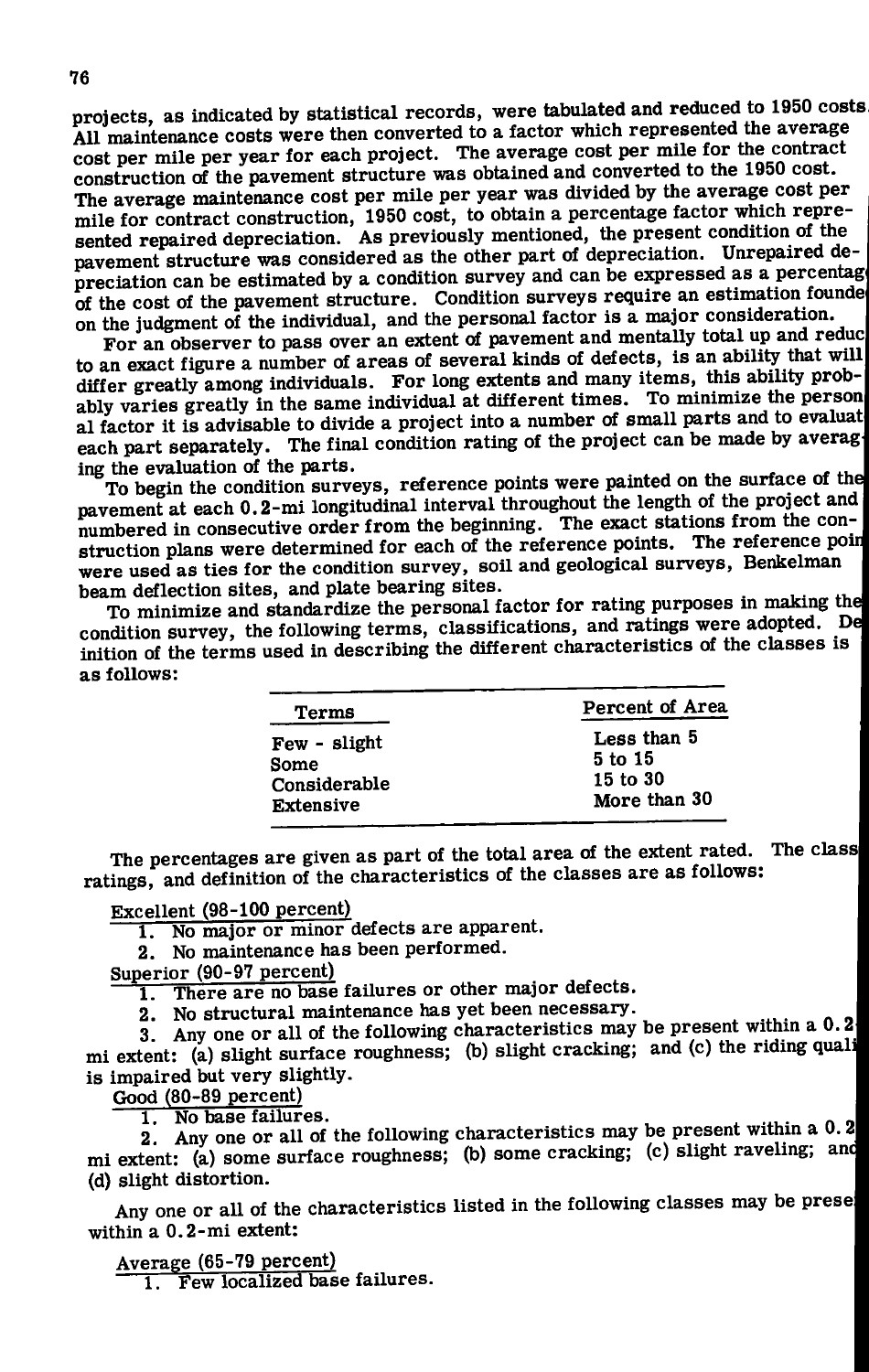projects, as indicated by statistical records, were tabulated and reduced to 1950 costs. All maintenance costs were then converted to a factor which represented the average cost per mile per year for each project. The average cost per mile for the contract construction of the pavement structure was obtained and converted to the 1950 cost. The average maintenance cost per mile per year was divided by the average cost per mile for contract construction, 1950 cost, to obtain a percentage factor which represented repaired depreciation. As previously mentioned, the present condition of the pavement structure was considered as the other part of depreciation. Unrepaired depreciation can be estimated by a condition survey and can be expressed as a percentage of the cost of the pavement structure. Condition surveys require an estimation founded on the judgment of the individual, and the personal factor is a major consideration.

For an observer to pass over an extent of pavement and mentally total up and reduce to an exact figure a number of areas of several kinds of defects, is an ability that will differ greatly among individuals. For long extents and many items, this ability probably varies greatly in the same individual at different times. To minimize the personal factor it is advisable to divide a project into a number of small parts and to evaluate each part separately. The final condition rating of the project can be made by averaging the evaluation of the parts.

To begin the condition surveys, reference points were painted on the surface of the pavement at each 0.2-mi longitudinal interval throughout the length of the project and numbered in consecutive order from the beginning. The exact stations from the construction plans were determined for each of the reference points. The reference points were used as ties for the condition survey, soil and geological surveys, Benkelman beam deflection sites, and plate bearing sites.

To minimize and standardize the personal factor for rating purposes in making the condition survey, the following terms, classifications, and ratings were adopted. Definition of the terms used in describing the different characteristics of the classes is as follows:

| Terms | Percent of Area |
|---|---|
| Few - slight | Less than 5 |
| Some | 5 to 15 |
| Considerable | 15 to 30 |
| Extensive | More than 30 |

The percentages are given as part of the total area of the extent rated. The class ratings, and definition of the characteristics of the classes are as follows:

Excellent (98-100 percent)

1. No major or minor defects are apparent.
2. No maintenance has been performed.

Superior (90-97 percent)

1. There are no base failures or other major defects.
2. No structural maintenance has yet been necessary.
3. Any one or all of the following characteristics may be present within a 0.2-mi extent: (a) slight surface roughness; (b) slight cracking; and (c) the riding quality is impaired but very slightly.

Good (80-89 percent)

1. No base failures.
2. Any one or all of the following characteristics may be present within a 0.2-mi extent: (a) some surface roughness; (b) some cracking; (c) slight raveling; and (d) slight distortion.

Any one or all of the characteristics listed in the following classes may be present within a 0.2-mi extent:

Average (65-79 percent)

1. Few localized base failures.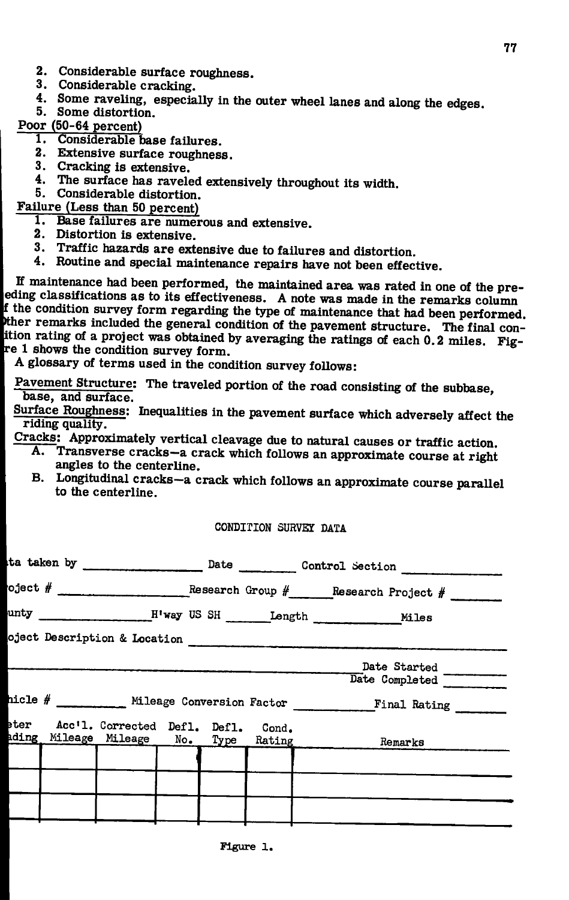2. Considerable surface roughness.
3. Considerable cracking.
4. Some raveling, especially in the outer wheel lanes and along the edges.
5. Some distortion.

Poor (50-64 percent)

1. Considerable base failures.
2. Extensive surface roughness.
3. Cracking is extensive.
4. The surface has raveled extensively throughout its width.
5. Considerable distortion.

Failure (Less than 50 percent)

1. Base failures are numerous and extensive.
2. Distortion is extensive.
3. Traffic hazards are extensive due to failures and distortion.
4. Routine and special maintenance repairs have not been effective.

If maintenance had been performed, the maintained area was rated in one of the preceding classifications as to its effectiveness. A note was made in the remarks column of the condition survey form regarding the type of maintenance that had been performed. Other remarks included the general condition of the pavement structure. The final condition rating of a project was obtained by averaging the ratings of each 0.2 miles. Figure 1 shows the condition survey form.

A glossary of terms used in the condition survey follows:

Pavement Structure: The traveled portion of the road consisting of the subbase, base, and surface.

Surface Roughness: Inequalities in the pavement surface which adversely affect the riding quality.

Cracks: Approximately vertical cleavage due to natural causes or traffic action.

A. Transverse cracks—a crack which follows an approximate course at right angles to the centerline.

B. Longitudinal cracks—a crack which follows an approximate course parallel to the centerline.

CONDITION SURVEY DATA

Data taken by ________________ Date ________ Control Section ______________

Project # __________________ Research Group # ______ Research Project # _______

County ________________ H'way US SH ______ Length ____________ Miles

Project Description & Location ______________________________________________

_______________________________________________________ Date Started ________
Date Completed ________

Vehicle # _________ Mileage Conversion Factor ___________ Final Rating _______

| Meter Reading | Acc'l. Mileage | Corrected Mileage | Defl. No. | Defl. Type | Cond. Rating | Remarks |
|---|---|---|---|---|---|---|
| | | | | | | |
| | | | | | | |
| | | | | | | |

Figure 1.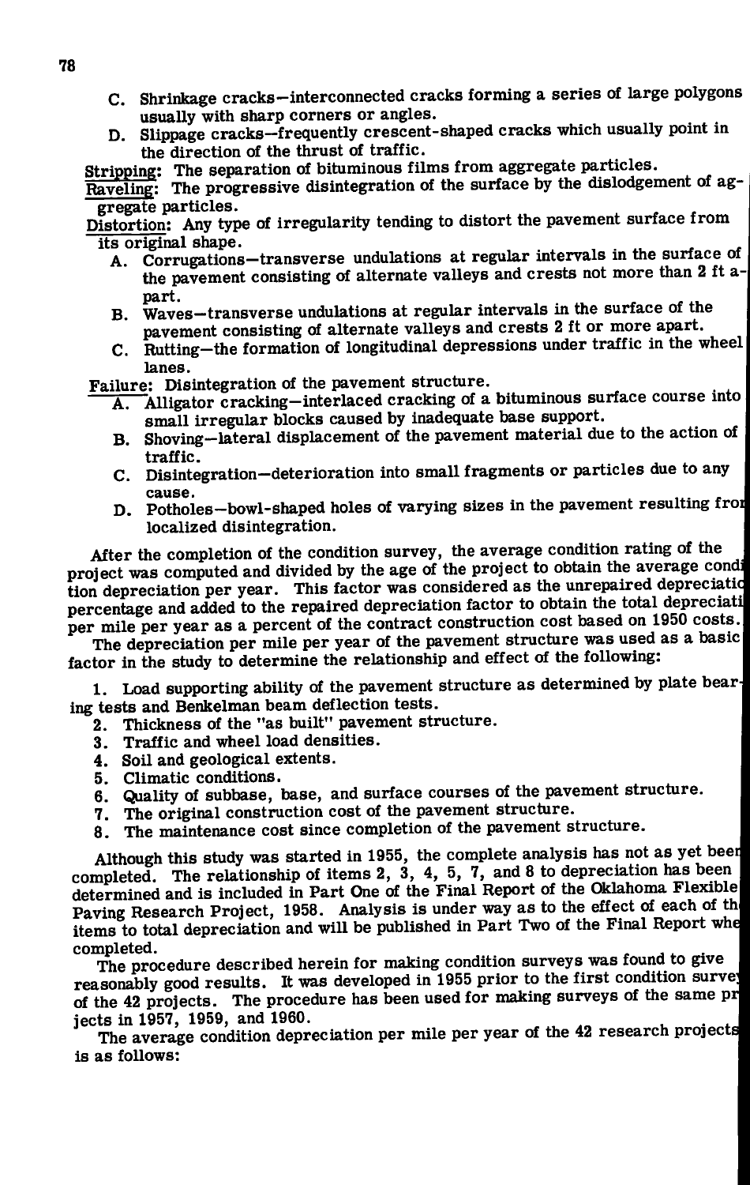C. Shrinkage cracks—interconnected cracks forming a series of large polygons usually with sharp corners or angles.

D. Slippage cracks—frequently crescent-shaped cracks which usually point in the direction of the thrust of traffic.

Stripping: The separation of bituminous films from aggregate particles.

Raveling: The progressive disintegration of the surface by the dislodgement of aggregate particles.

Distortion: Any type of irregularity tending to distort the pavement surface from its original shape.

A. Corrugations—transverse undulations at regular intervals in the surface of the pavement consisting of alternate valleys and crests not more than 2 ft apart.

B. Waves—transverse undulations at regular intervals in the surface of the pavement consisting of alternate valleys and crests 2 ft or more apart.

C. Rutting—the formation of longitudinal depressions under traffic in the wheel lanes.

Failure: Disintegration of the pavement structure.

A. Alligator cracking—interlaced cracking of a bituminous surface course into small irregular blocks caused by inadequate base support.

B. Shoving—lateral displacement of the pavement material due to the action of traffic.

C. Disintegration—deterioration into small fragments or particles due to any cause.

D. Potholes—bowl-shaped holes of varying sizes in the pavement resulting fro[m] localized disintegration.

After the completion of the condition survey, the average condition rating of the project was computed and divided by the age of the project to obtain the average condi[tion] depreciation per year. This factor was considered as the unrepaired depreciatio[n] percentage and added to the repaired depreciation factor to obtain the total depreciati[on] per mile per year as a percent of the contract construction cost based on 1950 costs.

The depreciation per mile per year of the pavement structure was used as a basic factor in the study to determine the relationship and effect of the following:

1. Load supporting ability of the pavement structure as determined by plate bearing tests and Benkelman beam deflection tests.
2. Thickness of the "as built" pavement structure.
3. Traffic and wheel load densities.
4. Soil and geological extents.
5. Climatic conditions.
6. Quality of subbase, base, and surface courses of the pavement structure.
7. The original construction cost of the pavement structure.
8. The maintenance cost since completion of the pavement structure.

Although this study was started in 1955, the complete analysis has not as yet bee[n] completed. The relationship of items 2, 3, 4, 5, 7, and 8 to depreciation has been determined and is included in Part One of the Final Report of the Oklahoma Flexible Paving Research Project, 1958. Analysis is under way as to the effect of each of th[e] items to total depreciation and will be published in Part Two of the Final Report whe[n] completed.

The procedure described herein for making condition surveys was found to give reasonably good results. It was developed in 1955 prior to the first condition surve[y] of the 42 projects. The procedure has been used for making surveys of the same pr[o]jects in 1957, 1959, and 1960.

The average condition depreciation per mile per year of the 42 research projects is as follows: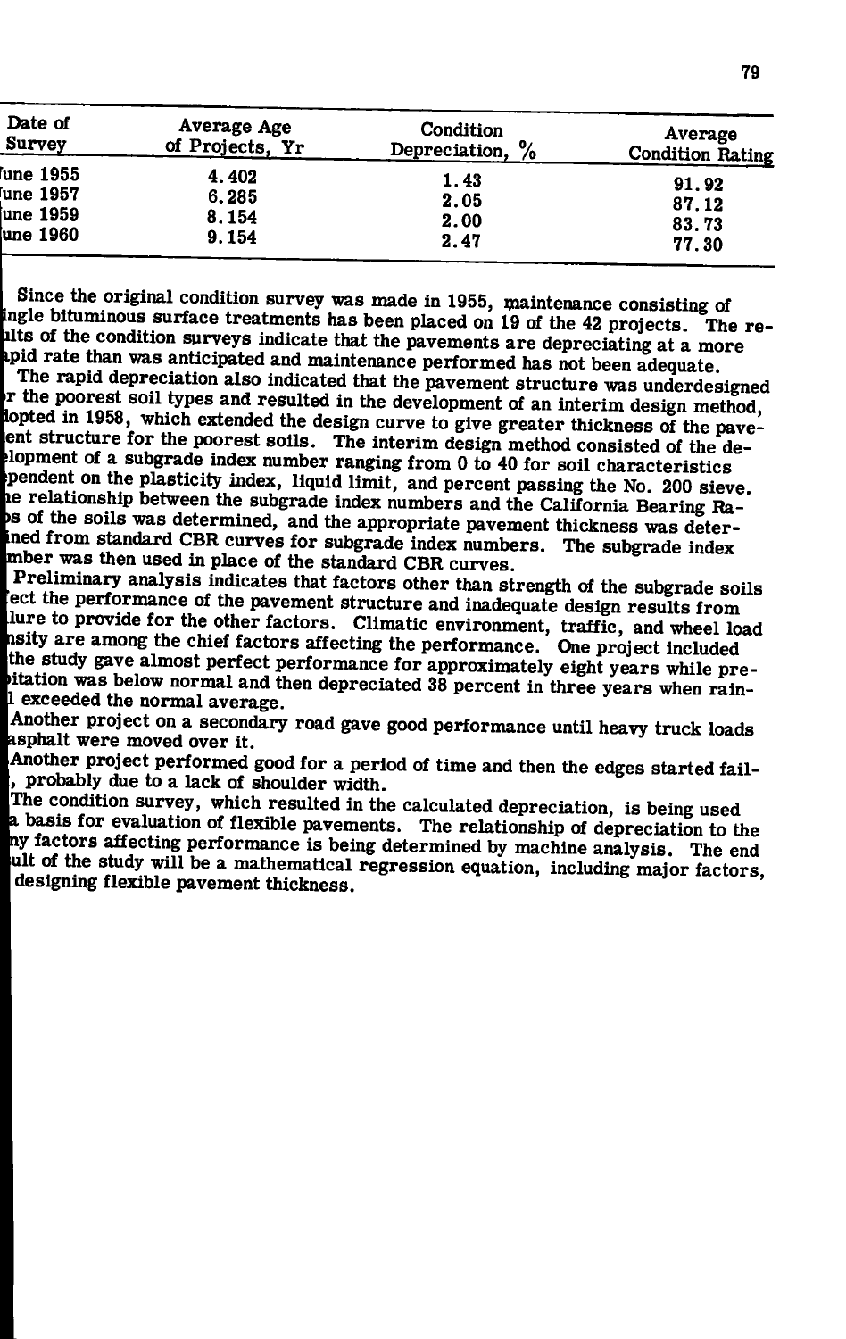| Date of Survey | Average Age of Projects, Yr | Condition Depreciation, % | Average Condition Rating |
|---|---|---|---|
| June 1955 | 4.402 | 1.43 | 91.92 |
| June 1957 | 6.285 | 2.05 | 87.12 |
| June 1959 | 8.154 | 2.00 | 83.73 |
| June 1960 | 9.154 | 2.47 | 77.30 |

Since the original condition survey was made in 1955, maintenance consisting of single bituminous surface treatments has been placed on 19 of the 42 projects. The results of the condition surveys indicate that the pavements are depreciating at a more rapid rate than was anticipated and maintenance performed has not been adequate.

The rapid depreciation also indicated that the pavement structure was underdesigned for the poorest soil types and resulted in the development of an interim design method, adopted in 1958, which extended the design curve to give greater thickness of the pavement structure for the poorest soils. The interim design method consisted of the development of a subgrade index number ranging from 0 to 40 for soil characteristics dependent on the plasticity index, liquid limit, and percent passing the No. 200 sieve. The relationship between the subgrade index numbers and the California Bearing Ratios of the soils was determined, and the appropriate pavement thickness was determined from standard CBR curves for subgrade index numbers. The subgrade index number was then used in place of the standard CBR curves.

Preliminary analysis indicates that factors other than strength of the subgrade soils affect the performance of the pavement structure and inadequate design results from failure to provide for the other factors. Climatic environment, traffic, and wheel load intensity are among the chief factors affecting the performance. One project included in the study gave almost perfect performance for approximately eight years while precipitation was below normal and then depreciated 38 percent in three years when rainfall exceeded the normal average.

Another project on a secondary road gave good performance until heavy truck loads of asphalt were moved over it.

Another project performed good for a period of time and then the edges started failing, probably due to a lack of shoulder width.

The condition survey, which resulted in the calculated depreciation, is being used as a basis for evaluation of flexible pavements. The relationship of depreciation to the many factors affecting performance is being determined by machine analysis. The end result of the study will be a mathematical regression equation, including major factors, for designing flexible pavement thickness.